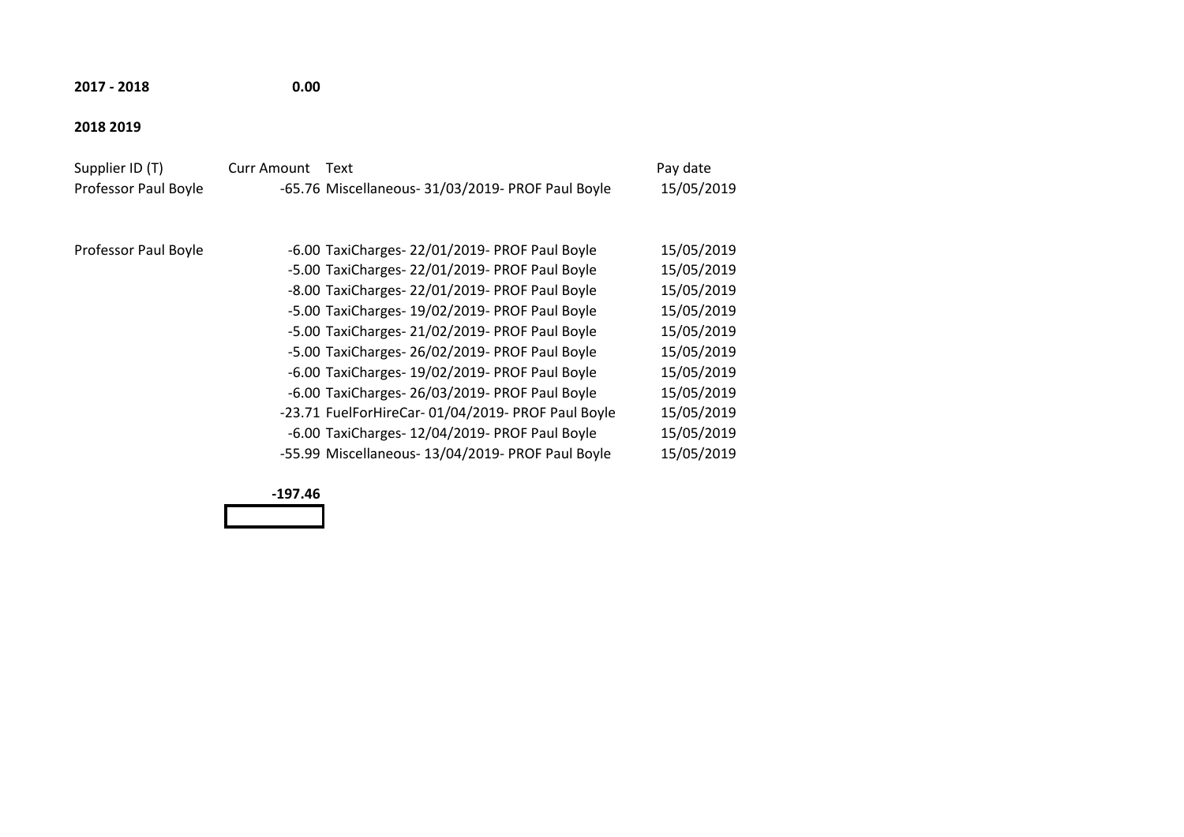**2017 - 2018** **0.00**

**2018 2019**

| Supplier ID (T) | Curr Amount | Text | Pay date |
|---|---|---|---|
| Professor Paul Boyle | -65.76 | Miscellaneous- 31/03/2019- PROF Paul Boyle | 15/05/2019 |
| | | | |
| Professor Paul Boyle | -6.00 | TaxiCharges- 22/01/2019- PROF Paul Boyle | 15/05/2019 |
| | -5.00 | TaxiCharges- 22/01/2019- PROF Paul Boyle | 15/05/2019 |
| | -8.00 | TaxiCharges- 22/01/2019- PROF Paul Boyle | 15/05/2019 |
| | -5.00 | TaxiCharges- 19/02/2019- PROF Paul Boyle | 15/05/2019 |
| | -5.00 | TaxiCharges- 21/02/2019- PROF Paul Boyle | 15/05/2019 |
| | -5.00 | TaxiCharges- 26/02/2019- PROF Paul Boyle | 15/05/2019 |
| | -6.00 | TaxiCharges- 19/02/2019- PROF Paul Boyle | 15/05/2019 |
| | -6.00 | TaxiCharges- 26/03/2019- PROF Paul Boyle | 15/05/2019 |
| | -23.71 | FuelForHireCar- 01/04/2019- PROF Paul Boyle | 15/05/2019 |
| | -6.00 | TaxiCharges- 12/04/2019- PROF Paul Boyle | 15/05/2019 |
| | -55.99 | Miscellaneous- 13/04/2019- PROF Paul Boyle | 15/05/2019 |
| | **-197.46** | | |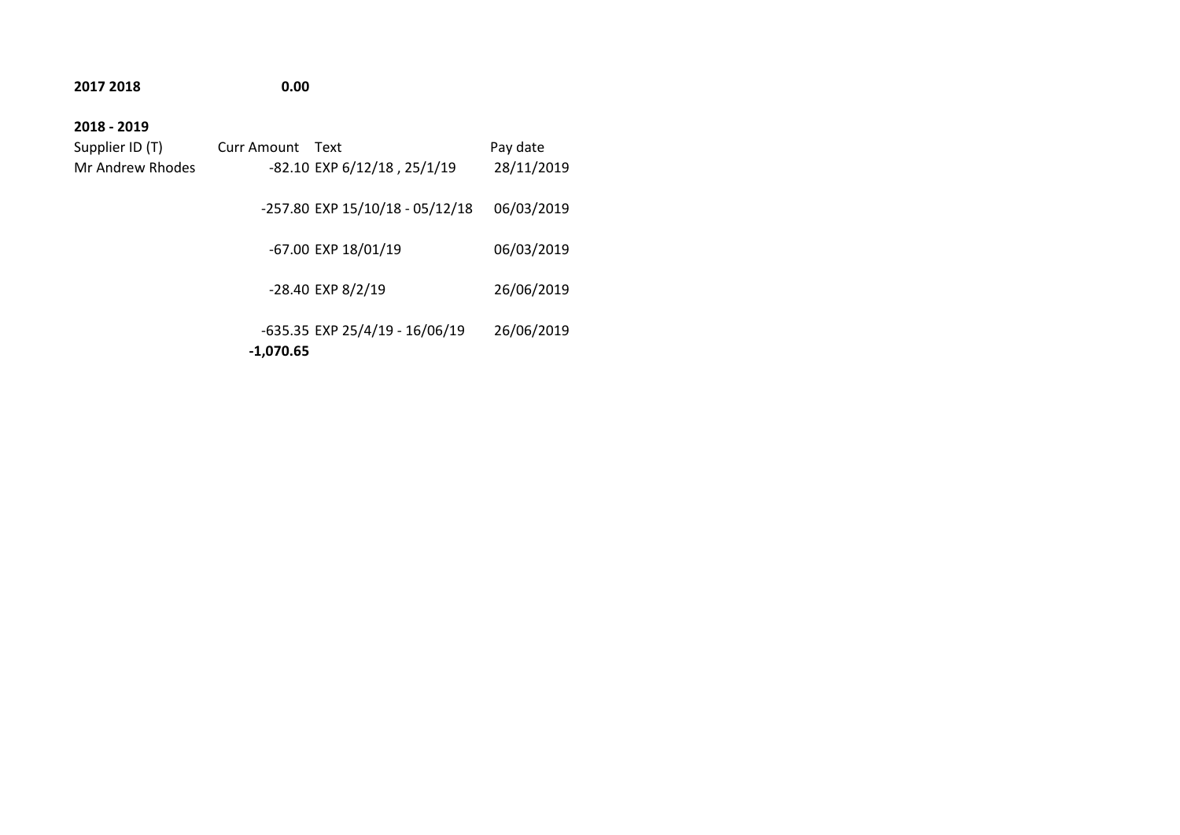**2017 2018** **0.00**

**2018 - 2019**

| Supplier ID (T) | Curr Amount | Text | Pay date |
| --- | --- | --- | --- |
| Mr Andrew Rhodes | -82.10 | EXP 6/12/18 , 25/1/19 | 28/11/2019 |
| | -257.80 | EXP 15/10/18 - 05/12/18 | 06/03/2019 |
| | -67.00 | EXP 18/01/19 | 06/03/2019 |
| | -28.40 | EXP 8/2/19 | 26/06/2019 |
| | -635.35 | EXP 25/4/19 - 16/06/19 | 26/06/2019 |
| | **-1,070.65** | | |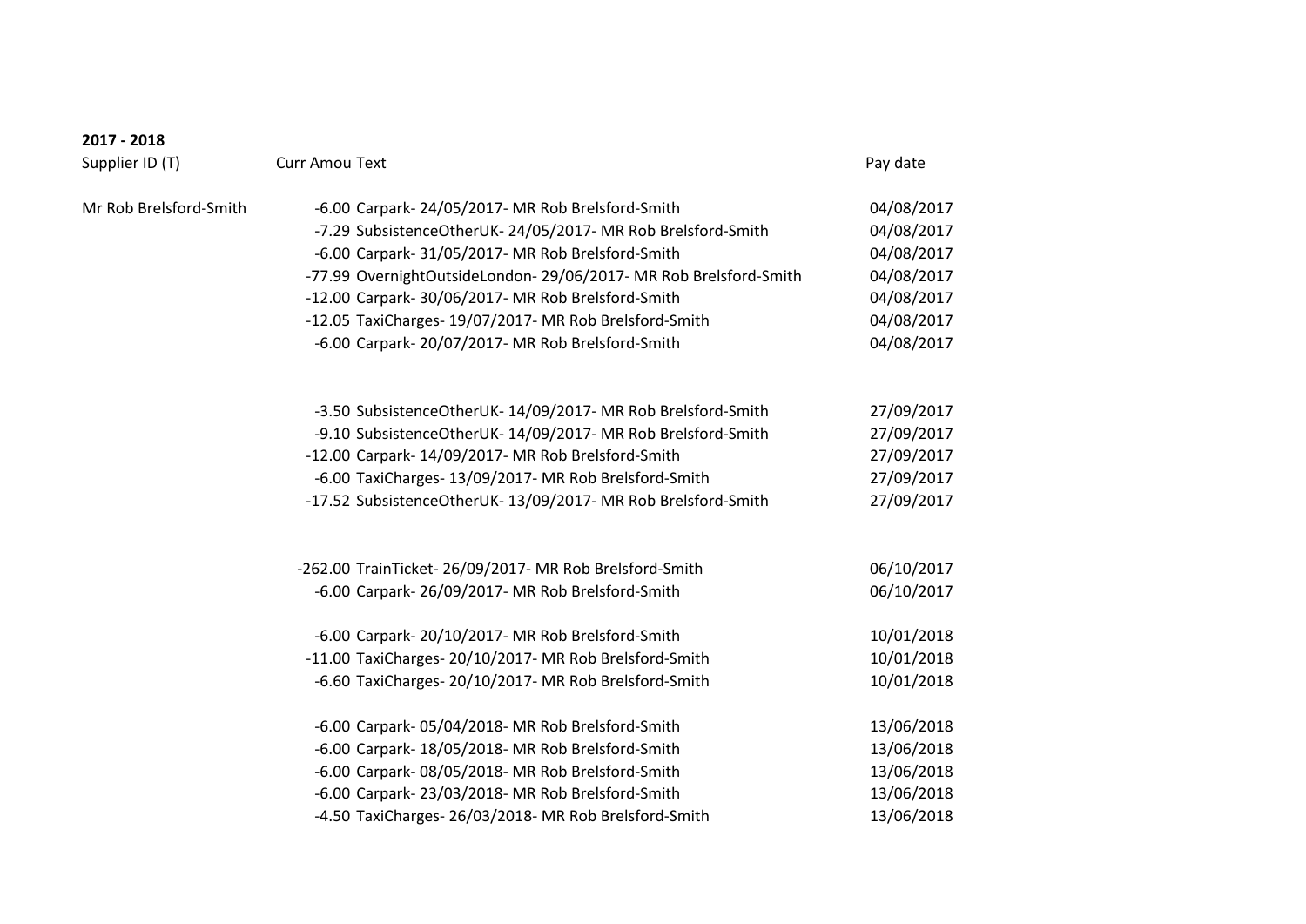**2017 - 2018**

| Supplier ID (T) | Curr Amou | Text | Pay date |
| --- | --- | --- | --- |
| Mr Rob Brelsford-Smith | -6.00 | Carpark- 24/05/2017- MR Rob Brelsford-Smith | 04/08/2017 |
| | -7.29 | SubsistenceOtherUK- 24/05/2017- MR Rob Brelsford-Smith | 04/08/2017 |
| | -6.00 | Carpark- 31/05/2017- MR Rob Brelsford-Smith | 04/08/2017 |
| | -77.99 | OvernightOutsideLondon- 29/06/2017- MR Rob Brelsford-Smith | 04/08/2017 |
| | -12.00 | Carpark- 30/06/2017- MR Rob Brelsford-Smith | 04/08/2017 |
| | -12.05 | TaxiCharges- 19/07/2017- MR Rob Brelsford-Smith | 04/08/2017 |
| | -6.00 | Carpark- 20/07/2017- MR Rob Brelsford-Smith | 04/08/2017 |
| | | | |
| | -3.50 | SubsistenceOtherUK- 14/09/2017- MR Rob Brelsford-Smith | 27/09/2017 |
| | -9.10 | SubsistenceOtherUK- 14/09/2017- MR Rob Brelsford-Smith | 27/09/2017 |
| | -12.00 | Carpark- 14/09/2017- MR Rob Brelsford-Smith | 27/09/2017 |
| | -6.00 | TaxiCharges- 13/09/2017- MR Rob Brelsford-Smith | 27/09/2017 |
| | -17.52 | SubsistenceOtherUK- 13/09/2017- MR Rob Brelsford-Smith | 27/09/2017 |
| | | | |
| | -262.00 | TrainTicket- 26/09/2017- MR Rob Brelsford-Smith | 06/10/2017 |
| | -6.00 | Carpark- 26/09/2017- MR Rob Brelsford-Smith | 06/10/2017 |
| | | | |
| | -6.00 | Carpark- 20/10/2017- MR Rob Brelsford-Smith | 10/01/2018 |
| | -11.00 | TaxiCharges- 20/10/2017- MR Rob Brelsford-Smith | 10/01/2018 |
| | -6.60 | TaxiCharges- 20/10/2017- MR Rob Brelsford-Smith | 10/01/2018 |
| | | | |
| | -6.00 | Carpark- 05/04/2018- MR Rob Brelsford-Smith | 13/06/2018 |
| | -6.00 | Carpark- 18/05/2018- MR Rob Brelsford-Smith | 13/06/2018 |
| | -6.00 | Carpark- 08/05/2018- MR Rob Brelsford-Smith | 13/06/2018 |
| | -6.00 | Carpark- 23/03/2018- MR Rob Brelsford-Smith | 13/06/2018 |
| | -4.50 | TaxiCharges- 26/03/2018- MR Rob Brelsford-Smith | 13/06/2018 |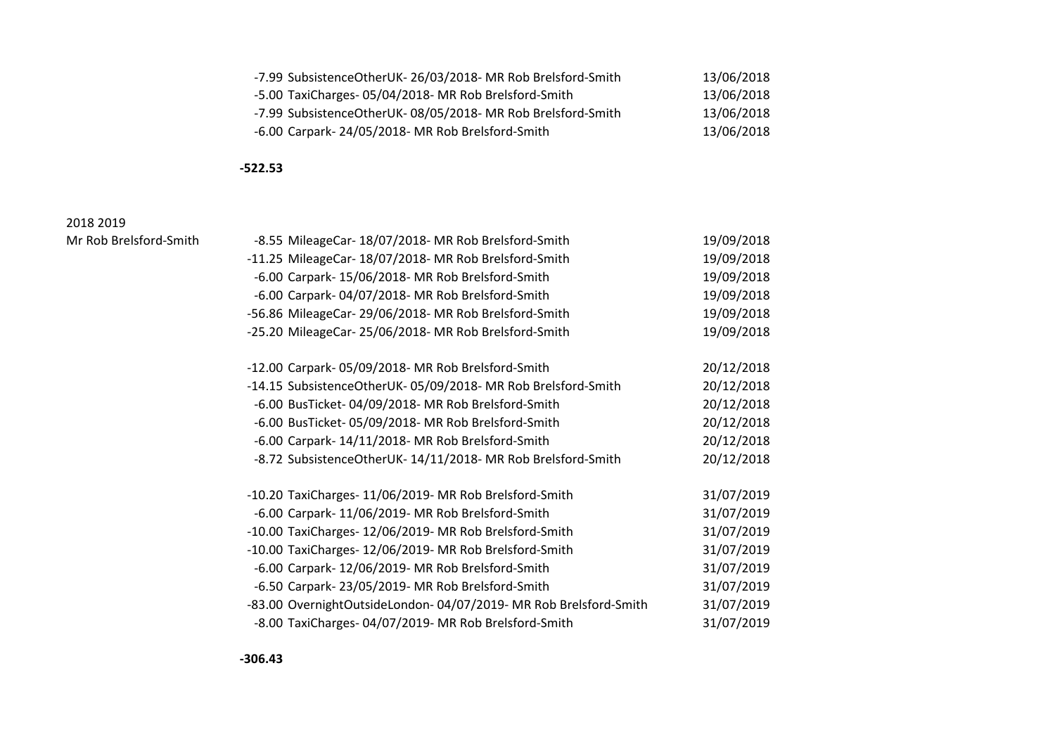| | | |
|---|---|---|
| | -7.99 SubsistenceOtherUK- 26/03/2018- MR Rob Brelsford-Smith | 13/06/2018 |
| | -5.00 TaxiCharges- 05/04/2018- MR Rob Brelsford-Smith | 13/06/2018 |
| | -7.99 SubsistenceOtherUK- 08/05/2018- MR Rob Brelsford-Smith | 13/06/2018 |
| | -6.00 Carpark- 24/05/2018- MR Rob Brelsford-Smith | 13/06/2018 |
| | **-522.53** | |

2018 2019

| | | |
|---|---|---|
| Mr Rob Brelsford-Smith | -8.55 MileageCar- 18/07/2018- MR Rob Brelsford-Smith | 19/09/2018 |
| | -11.25 MileageCar- 18/07/2018- MR Rob Brelsford-Smith | 19/09/2018 |
| | -6.00 Carpark- 15/06/2018- MR Rob Brelsford-Smith | 19/09/2018 |
| | -6.00 Carpark- 04/07/2018- MR Rob Brelsford-Smith | 19/09/2018 |
| | -56.86 MileageCar- 29/06/2018- MR Rob Brelsford-Smith | 19/09/2018 |
| | -25.20 MileageCar- 25/06/2018- MR Rob Brelsford-Smith | 19/09/2018 |
| | | |
| | -12.00 Carpark- 05/09/2018- MR Rob Brelsford-Smith | 20/12/2018 |
| | -14.15 SubsistenceOtherUK- 05/09/2018- MR Rob Brelsford-Smith | 20/12/2018 |
| | -6.00 BusTicket- 04/09/2018- MR Rob Brelsford-Smith | 20/12/2018 |
| | -6.00 BusTicket- 05/09/2018- MR Rob Brelsford-Smith | 20/12/2018 |
| | -6.00 Carpark- 14/11/2018- MR Rob Brelsford-Smith | 20/12/2018 |
| | -8.72 SubsistenceOtherUK- 14/11/2018- MR Rob Brelsford-Smith | 20/12/2018 |
| | | |
| | -10.20 TaxiCharges- 11/06/2019- MR Rob Brelsford-Smith | 31/07/2019 |
| | -6.00 Carpark- 11/06/2019- MR Rob Brelsford-Smith | 31/07/2019 |
| | -10.00 TaxiCharges- 12/06/2019- MR Rob Brelsford-Smith | 31/07/2019 |
| | -10.00 TaxiCharges- 12/06/2019- MR Rob Brelsford-Smith | 31/07/2019 |
| | -6.00 Carpark- 12/06/2019- MR Rob Brelsford-Smith | 31/07/2019 |
| | -6.50 Carpark- 23/05/2019- MR Rob Brelsford-Smith | 31/07/2019 |
| | -83.00 OvernightOutsideLondon- 04/07/2019- MR Rob Brelsford-Smith | 31/07/2019 |
| | -8.00 TaxiCharges- 04/07/2019- MR Rob Brelsford-Smith | 31/07/2019 |
| | **-306.43** | |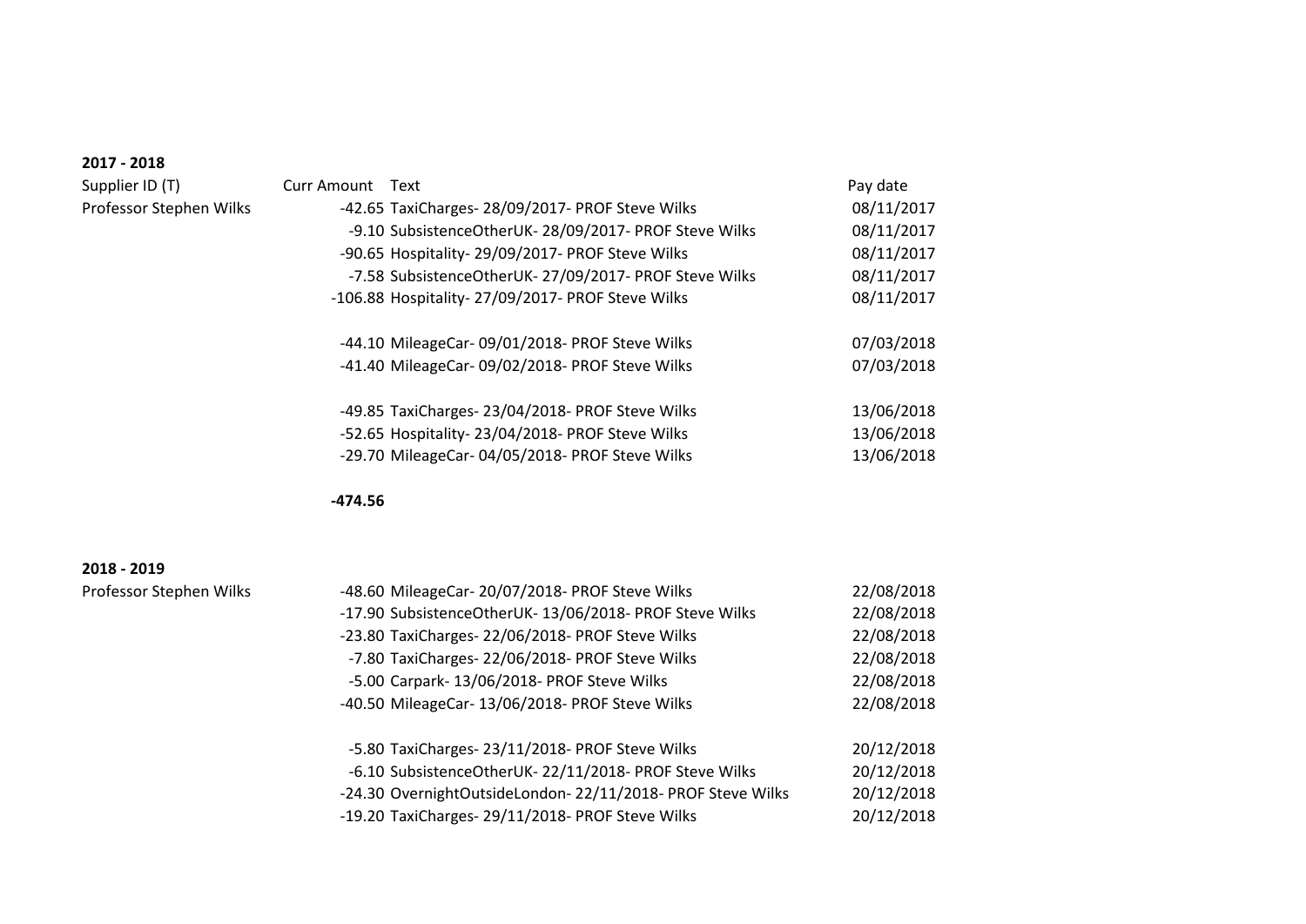**2017 - 2018**

| Supplier ID (T) | Curr Amount | Text | Pay date |
|---|---|---|---|
| Professor Stephen Wilks | -42.65 | TaxiCharges- 28/09/2017- PROF Steve Wilks | 08/11/2017 |
| | -9.10 | SubsistenceOtherUK- 28/09/2017- PROF Steve Wilks | 08/11/2017 |
| | -90.65 | Hospitality- 29/09/2017- PROF Steve Wilks | 08/11/2017 |
| | -7.58 | SubsistenceOtherUK- 27/09/2017- PROF Steve Wilks | 08/11/2017 |
| | -106.88 | Hospitality- 27/09/2017- PROF Steve Wilks | 08/11/2017 |
| | | | |
| | -44.10 | MileageCar- 09/01/2018- PROF Steve Wilks | 07/03/2018 |
| | -41.40 | MileageCar- 09/02/2018- PROF Steve Wilks | 07/03/2018 |
| | | | |
| | -49.85 | TaxiCharges- 23/04/2018- PROF Steve Wilks | 13/06/2018 |
| | -52.65 | Hospitality- 23/04/2018- PROF Steve Wilks | 13/06/2018 |
| | -29.70 | MileageCar- 04/05/2018- PROF Steve Wilks | 13/06/2018 |
| | | | |
| | **-474.56** | | |

**2018 - 2019**

| Supplier ID (T) | Curr Amount | Text | Pay date |
|---|---|---|---|
| Professor Stephen Wilks | -48.60 | MileageCar- 20/07/2018- PROF Steve Wilks | 22/08/2018 |
| | -17.90 | SubsistenceOtherUK- 13/06/2018- PROF Steve Wilks | 22/08/2018 |
| | -23.80 | TaxiCharges- 22/06/2018- PROF Steve Wilks | 22/08/2018 |
| | -7.80 | TaxiCharges- 22/06/2018- PROF Steve Wilks | 22/08/2018 |
| | -5.00 | Carpark- 13/06/2018- PROF Steve Wilks | 22/08/2018 |
| | -40.50 | MileageCar- 13/06/2018- PROF Steve Wilks | 22/08/2018 |
| | | | |
| | -5.80 | TaxiCharges- 23/11/2018- PROF Steve Wilks | 20/12/2018 |
| | -6.10 | SubsistenceOtherUK- 22/11/2018- PROF Steve Wilks | 20/12/2018 |
| | -24.30 | OvernightOutsideLondon- 22/11/2018- PROF Steve Wilks | 20/12/2018 |
| | -19.20 | TaxiCharges- 29/11/2018- PROF Steve Wilks | 20/12/2018 |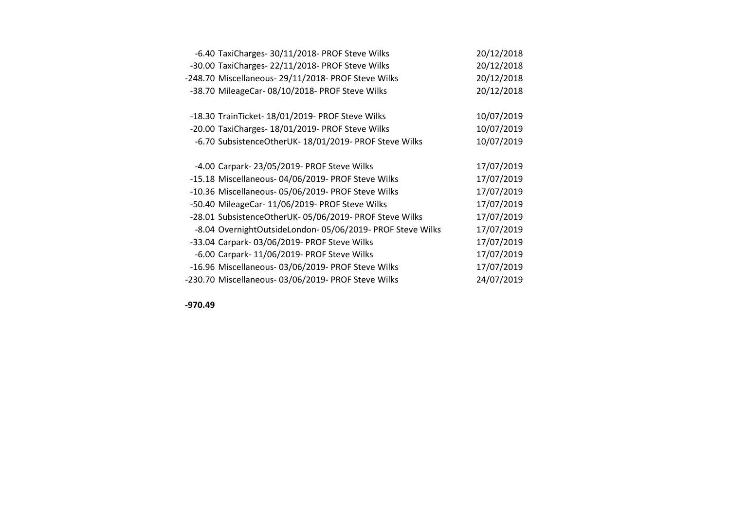| | | |
|---|---|---|
| -6.40 | TaxiCharges- 30/11/2018- PROF Steve Wilks | 20/12/2018 |
| -30.00 | TaxiCharges- 22/11/2018- PROF Steve Wilks | 20/12/2018 |
| -248.70 | Miscellaneous- 29/11/2018- PROF Steve Wilks | 20/12/2018 |
| -38.70 | MileageCar- 08/10/2018- PROF Steve Wilks | 20/12/2018 |
| | | |
| -18.30 | TrainTicket- 18/01/2019- PROF Steve Wilks | 10/07/2019 |
| -20.00 | TaxiCharges- 18/01/2019- PROF Steve Wilks | 10/07/2019 |
| -6.70 | SubsistenceOtherUK- 18/01/2019- PROF Steve Wilks | 10/07/2019 |
| | | |
| -4.00 | Carpark- 23/05/2019- PROF Steve Wilks | 17/07/2019 |
| -15.18 | Miscellaneous- 04/06/2019- PROF Steve Wilks | 17/07/2019 |
| -10.36 | Miscellaneous- 05/06/2019- PROF Steve Wilks | 17/07/2019 |
| -50.40 | MileageCar- 11/06/2019- PROF Steve Wilks | 17/07/2019 |
| -28.01 | SubsistenceOtherUK- 05/06/2019- PROF Steve Wilks | 17/07/2019 |
| -8.04 | OvernightOutsideLondon- 05/06/2019- PROF Steve Wilks | 17/07/2019 |
| -33.04 | Carpark- 03/06/2019- PROF Steve Wilks | 17/07/2019 |
| -6.00 | Carpark- 11/06/2019- PROF Steve Wilks | 17/07/2019 |
| -16.96 | Miscellaneous- 03/06/2019- PROF Steve Wilks | 17/07/2019 |
| -230.70 | Miscellaneous- 03/06/2019- PROF Steve Wilks | 24/07/2019 |
| | | |
| **-970.49** | | |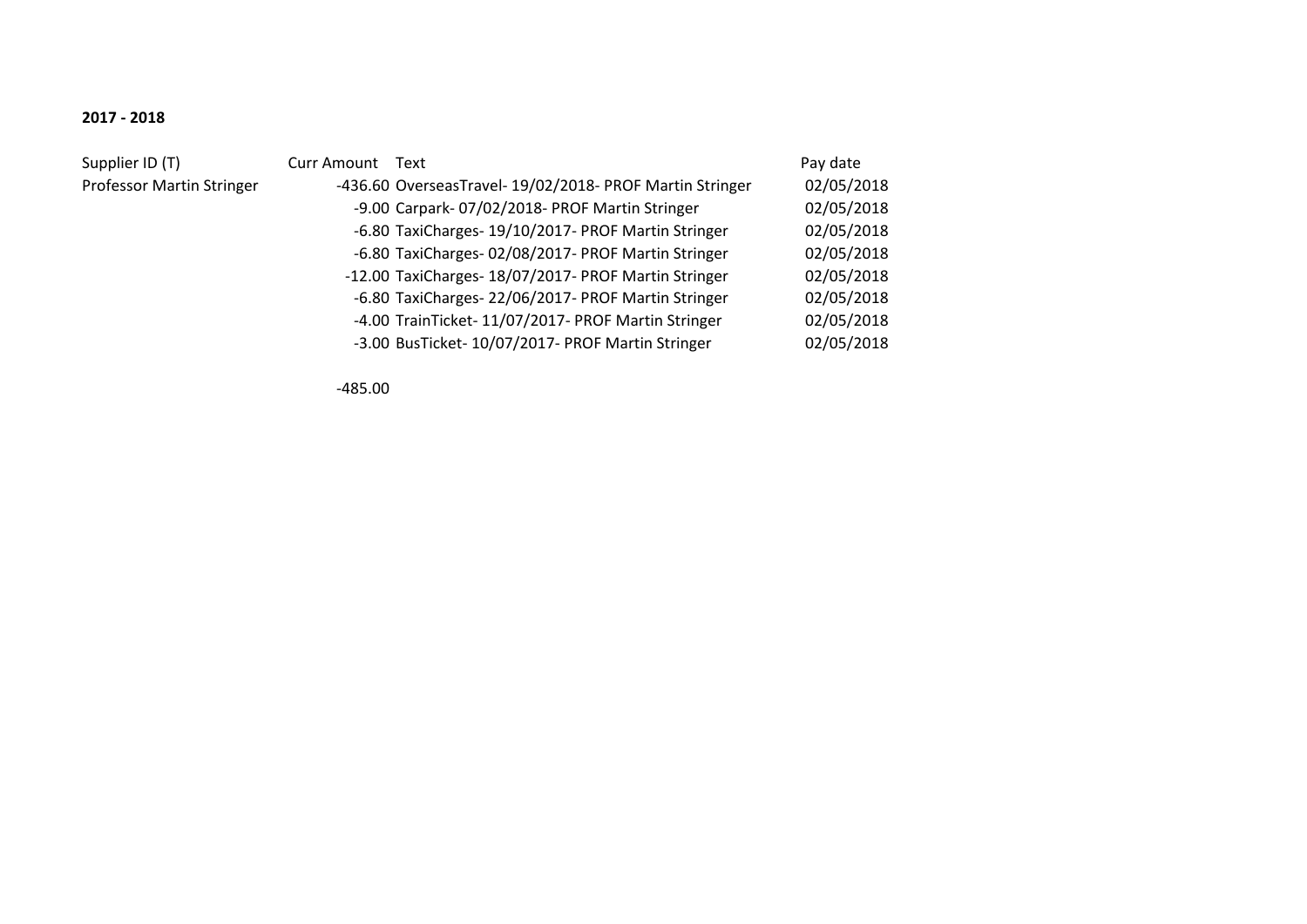**2017 - 2018**

| Supplier ID (T) | Curr Amount | Text | Pay date |
|---|---|---|---|
| Professor Martin Stringer | -436.60 | OverseasTravel- 19/02/2018- PROF Martin Stringer | 02/05/2018 |
| | -9.00 | Carpark- 07/02/2018- PROF Martin Stringer | 02/05/2018 |
| | -6.80 | TaxiCharges- 19/10/2017- PROF Martin Stringer | 02/05/2018 |
| | -6.80 | TaxiCharges- 02/08/2017- PROF Martin Stringer | 02/05/2018 |
| | -12.00 | TaxiCharges- 18/07/2017- PROF Martin Stringer | 02/05/2018 |
| | -6.80 | TaxiCharges- 22/06/2017- PROF Martin Stringer | 02/05/2018 |
| | -4.00 | TrainTicket- 11/07/2017- PROF Martin Stringer | 02/05/2018 |
| | -3.00 | BusTicket- 10/07/2017- PROF Martin Stringer | 02/05/2018 |
| | | | |
| | -485.00 | | |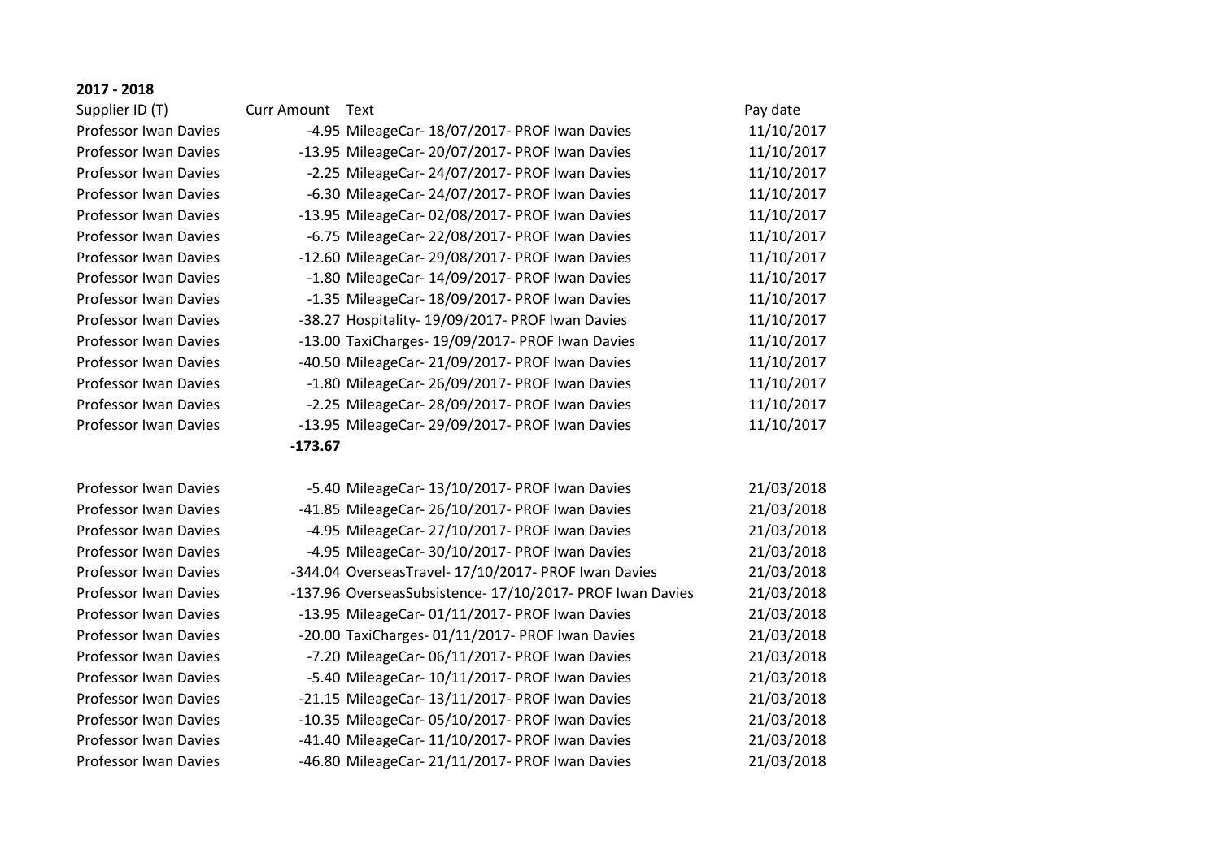**2017 - 2018**

| Supplier ID (T) | Curr Amount | Text | Pay date |
|---|---|---|---|
| Professor Iwan Davies | -4.95 | MileageCar- 18/07/2017- PROF Iwan Davies | 11/10/2017 |
| Professor Iwan Davies | -13.95 | MileageCar- 20/07/2017- PROF Iwan Davies | 11/10/2017 |
| Professor Iwan Davies | -2.25 | MileageCar- 24/07/2017- PROF Iwan Davies | 11/10/2017 |
| Professor Iwan Davies | -6.30 | MileageCar- 24/07/2017- PROF Iwan Davies | 11/10/2017 |
| Professor Iwan Davies | -13.95 | MileageCar- 02/08/2017- PROF Iwan Davies | 11/10/2017 |
| Professor Iwan Davies | -6.75 | MileageCar- 22/08/2017- PROF Iwan Davies | 11/10/2017 |
| Professor Iwan Davies | -12.60 | MileageCar- 29/08/2017- PROF Iwan Davies | 11/10/2017 |
| Professor Iwan Davies | -1.80 | MileageCar- 14/09/2017- PROF Iwan Davies | 11/10/2017 |
| Professor Iwan Davies | -1.35 | MileageCar- 18/09/2017- PROF Iwan Davies | 11/10/2017 |
| Professor Iwan Davies | -38.27 | Hospitality- 19/09/2017- PROF Iwan Davies | 11/10/2017 |
| Professor Iwan Davies | -13.00 | TaxiCharges- 19/09/2017- PROF Iwan Davies | 11/10/2017 |
| Professor Iwan Davies | -40.50 | MileageCar- 21/09/2017- PROF Iwan Davies | 11/10/2017 |
| Professor Iwan Davies | -1.80 | MileageCar- 26/09/2017- PROF Iwan Davies | 11/10/2017 |
| Professor Iwan Davies | -2.25 | MileageCar- 28/09/2017- PROF Iwan Davies | 11/10/2017 |
| Professor Iwan Davies | -13.95 | MileageCar- 29/09/2017- PROF Iwan Davies | 11/10/2017 |
| | **-173.67** | | |
| | | | |
| Professor Iwan Davies | -5.40 | MileageCar- 13/10/2017- PROF Iwan Davies | 21/03/2018 |
| Professor Iwan Davies | -41.85 | MileageCar- 26/10/2017- PROF Iwan Davies | 21/03/2018 |
| Professor Iwan Davies | -4.95 | MileageCar- 27/10/2017- PROF Iwan Davies | 21/03/2018 |
| Professor Iwan Davies | -4.95 | MileageCar- 30/10/2017- PROF Iwan Davies | 21/03/2018 |
| Professor Iwan Davies | -344.04 | OverseasTravel- 17/10/2017- PROF Iwan Davies | 21/03/2018 |
| Professor Iwan Davies | -137.96 | OverseasSubsistence- 17/10/2017- PROF Iwan Davies | 21/03/2018 |
| Professor Iwan Davies | -13.95 | MileageCar- 01/11/2017- PROF Iwan Davies | 21/03/2018 |
| Professor Iwan Davies | -20.00 | TaxiCharges- 01/11/2017- PROF Iwan Davies | 21/03/2018 |
| Professor Iwan Davies | -7.20 | MileageCar- 06/11/2017- PROF Iwan Davies | 21/03/2018 |
| Professor Iwan Davies | -5.40 | MileageCar- 10/11/2017- PROF Iwan Davies | 21/03/2018 |
| Professor Iwan Davies | -21.15 | MileageCar- 13/11/2017- PROF Iwan Davies | 21/03/2018 |
| Professor Iwan Davies | -10.35 | MileageCar- 05/10/2017- PROF Iwan Davies | 21/03/2018 |
| Professor Iwan Davies | -41.40 | MileageCar- 11/10/2017- PROF Iwan Davies | 21/03/2018 |
| Professor Iwan Davies | -46.80 | MileageCar- 21/11/2017- PROF Iwan Davies | 21/03/2018 |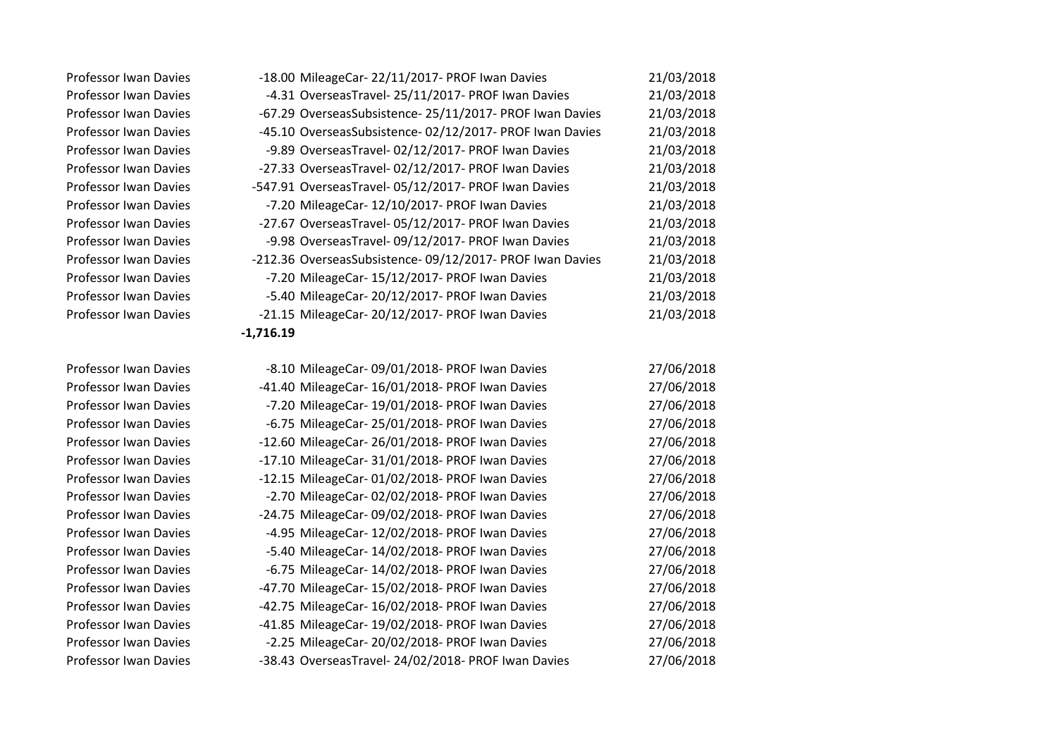| | | | |
|---|---|---|---|
| Professor Iwan Davies | -18.00 | MileageCar- 22/11/2017- PROF Iwan Davies | 21/03/2018 |
| Professor Iwan Davies | -4.31 | OverseasTravel- 25/11/2017- PROF Iwan Davies | 21/03/2018 |
| Professor Iwan Davies | -67.29 | OverseasSubsistence- 25/11/2017- PROF Iwan Davies | 21/03/2018 |
| Professor Iwan Davies | -45.10 | OverseasSubsistence- 02/12/2017- PROF Iwan Davies | 21/03/2018 |
| Professor Iwan Davies | -9.89 | OverseasTravel- 02/12/2017- PROF Iwan Davies | 21/03/2018 |
| Professor Iwan Davies | -27.33 | OverseasTravel- 02/12/2017- PROF Iwan Davies | 21/03/2018 |
| Professor Iwan Davies | -547.91 | OverseasTravel- 05/12/2017- PROF Iwan Davies | 21/03/2018 |
| Professor Iwan Davies | -7.20 | MileageCar- 12/10/2017- PROF Iwan Davies | 21/03/2018 |
| Professor Iwan Davies | -27.67 | OverseasTravel- 05/12/2017- PROF Iwan Davies | 21/03/2018 |
| Professor Iwan Davies | -9.98 | OverseasTravel- 09/12/2017- PROF Iwan Davies | 21/03/2018 |
| Professor Iwan Davies | -212.36 | OverseasSubsistence- 09/12/2017- PROF Iwan Davies | 21/03/2018 |
| Professor Iwan Davies | -7.20 | MileageCar- 15/12/2017- PROF Iwan Davies | 21/03/2018 |
| Professor Iwan Davies | -5.40 | MileageCar- 20/12/2017- PROF Iwan Davies | 21/03/2018 |
| Professor Iwan Davies | -21.15 | MileageCar- 20/12/2017- PROF Iwan Davies | 21/03/2018 |
| | **-1,716.19** | | |
| | | | |
| Professor Iwan Davies | -8.10 | MileageCar- 09/01/2018- PROF Iwan Davies | 27/06/2018 |
| Professor Iwan Davies | -41.40 | MileageCar- 16/01/2018- PROF Iwan Davies | 27/06/2018 |
| Professor Iwan Davies | -7.20 | MileageCar- 19/01/2018- PROF Iwan Davies | 27/06/2018 |
| Professor Iwan Davies | -6.75 | MileageCar- 25/01/2018- PROF Iwan Davies | 27/06/2018 |
| Professor Iwan Davies | -12.60 | MileageCar- 26/01/2018- PROF Iwan Davies | 27/06/2018 |
| Professor Iwan Davies | -17.10 | MileageCar- 31/01/2018- PROF Iwan Davies | 27/06/2018 |
| Professor Iwan Davies | -12.15 | MileageCar- 01/02/2018- PROF Iwan Davies | 27/06/2018 |
| Professor Iwan Davies | -2.70 | MileageCar- 02/02/2018- PROF Iwan Davies | 27/06/2018 |
| Professor Iwan Davies | -24.75 | MileageCar- 09/02/2018- PROF Iwan Davies | 27/06/2018 |
| Professor Iwan Davies | -4.95 | MileageCar- 12/02/2018- PROF Iwan Davies | 27/06/2018 |
| Professor Iwan Davies | -5.40 | MileageCar- 14/02/2018- PROF Iwan Davies | 27/06/2018 |
| Professor Iwan Davies | -6.75 | MileageCar- 14/02/2018- PROF Iwan Davies | 27/06/2018 |
| Professor Iwan Davies | -47.70 | MileageCar- 15/02/2018- PROF Iwan Davies | 27/06/2018 |
| Professor Iwan Davies | -42.75 | MileageCar- 16/02/2018- PROF Iwan Davies | 27/06/2018 |
| Professor Iwan Davies | -41.85 | MileageCar- 19/02/2018- PROF Iwan Davies | 27/06/2018 |
| Professor Iwan Davies | -2.25 | MileageCar- 20/02/2018- PROF Iwan Davies | 27/06/2018 |
| Professor Iwan Davies | -38.43 | OverseasTravel- 24/02/2018- PROF Iwan Davies | 27/06/2018 |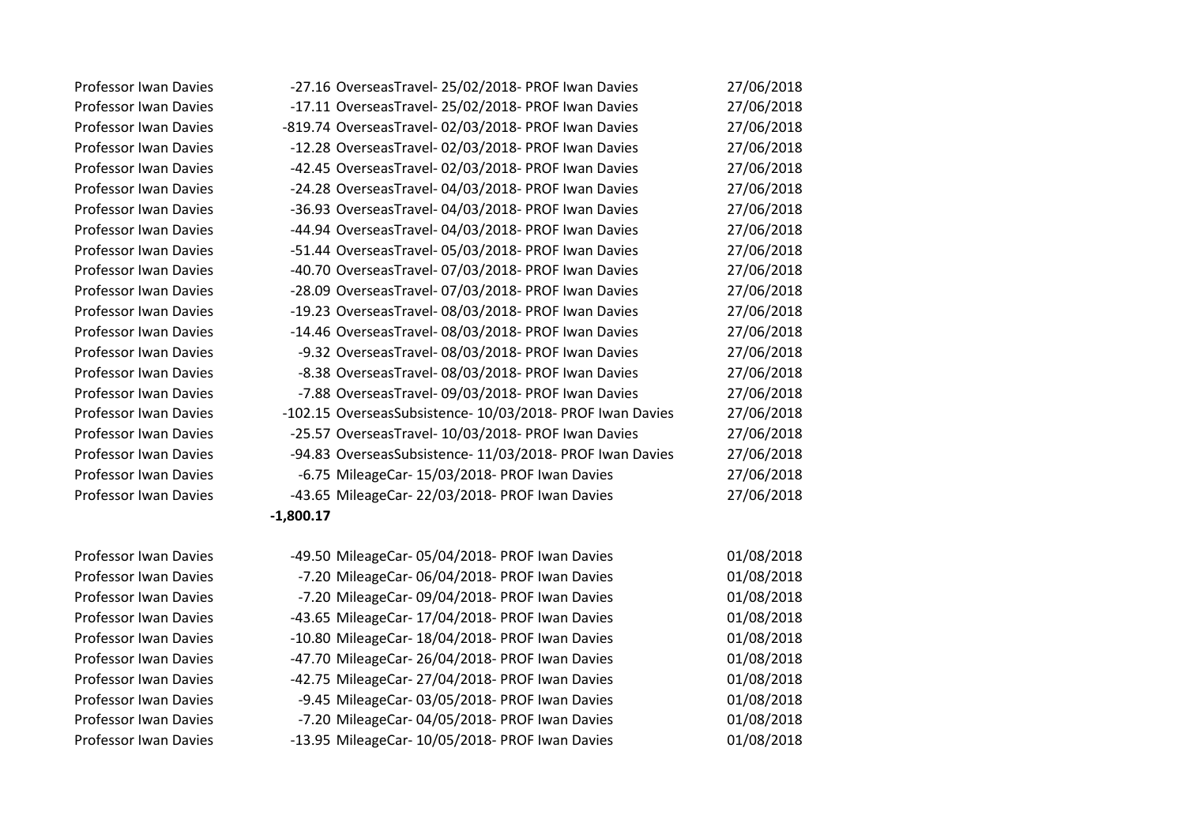| | | | |
|---|---|---|---|
| Professor Iwan Davies | -27.16 | OverseasTravel- 25/02/2018- PROF Iwan Davies | 27/06/2018 |
| Professor Iwan Davies | -17.11 | OverseasTravel- 25/02/2018- PROF Iwan Davies | 27/06/2018 |
| Professor Iwan Davies | -819.74 | OverseasTravel- 02/03/2018- PROF Iwan Davies | 27/06/2018 |
| Professor Iwan Davies | -12.28 | OverseasTravel- 02/03/2018- PROF Iwan Davies | 27/06/2018 |
| Professor Iwan Davies | -42.45 | OverseasTravel- 02/03/2018- PROF Iwan Davies | 27/06/2018 |
| Professor Iwan Davies | -24.28 | OverseasTravel- 04/03/2018- PROF Iwan Davies | 27/06/2018 |
| Professor Iwan Davies | -36.93 | OverseasTravel- 04/03/2018- PROF Iwan Davies | 27/06/2018 |
| Professor Iwan Davies | -44.94 | OverseasTravel- 04/03/2018- PROF Iwan Davies | 27/06/2018 |
| Professor Iwan Davies | -51.44 | OverseasTravel- 05/03/2018- PROF Iwan Davies | 27/06/2018 |
| Professor Iwan Davies | -40.70 | OverseasTravel- 07/03/2018- PROF Iwan Davies | 27/06/2018 |
| Professor Iwan Davies | -28.09 | OverseasTravel- 07/03/2018- PROF Iwan Davies | 27/06/2018 |
| Professor Iwan Davies | -19.23 | OverseasTravel- 08/03/2018- PROF Iwan Davies | 27/06/2018 |
| Professor Iwan Davies | -14.46 | OverseasTravel- 08/03/2018- PROF Iwan Davies | 27/06/2018 |
| Professor Iwan Davies | -9.32 | OverseasTravel- 08/03/2018- PROF Iwan Davies | 27/06/2018 |
| Professor Iwan Davies | -8.38 | OverseasTravel- 08/03/2018- PROF Iwan Davies | 27/06/2018 |
| Professor Iwan Davies | -7.88 | OverseasTravel- 09/03/2018- PROF Iwan Davies | 27/06/2018 |
| Professor Iwan Davies | -102.15 | OverseasSubsistence- 10/03/2018- PROF Iwan Davies | 27/06/2018 |
| Professor Iwan Davies | -25.57 | OverseasTravel- 10/03/2018- PROF Iwan Davies | 27/06/2018 |
| Professor Iwan Davies | -94.83 | OverseasSubsistence- 11/03/2018- PROF Iwan Davies | 27/06/2018 |
| Professor Iwan Davies | -6.75 | MileageCar- 15/03/2018- PROF Iwan Davies | 27/06/2018 |
| Professor Iwan Davies | -43.65 | MileageCar- 22/03/2018- PROF Iwan Davies | 27/06/2018 |
| | **-1,800.17** | | |
| | | | |
| Professor Iwan Davies | -49.50 | MileageCar- 05/04/2018- PROF Iwan Davies | 01/08/2018 |
| Professor Iwan Davies | -7.20 | MileageCar- 06/04/2018- PROF Iwan Davies | 01/08/2018 |
| Professor Iwan Davies | -7.20 | MileageCar- 09/04/2018- PROF Iwan Davies | 01/08/2018 |
| Professor Iwan Davies | -43.65 | MileageCar- 17/04/2018- PROF Iwan Davies | 01/08/2018 |
| Professor Iwan Davies | -10.80 | MileageCar- 18/04/2018- PROF Iwan Davies | 01/08/2018 |
| Professor Iwan Davies | -47.70 | MileageCar- 26/04/2018- PROF Iwan Davies | 01/08/2018 |
| Professor Iwan Davies | -42.75 | MileageCar- 27/04/2018- PROF Iwan Davies | 01/08/2018 |
| Professor Iwan Davies | -9.45 | MileageCar- 03/05/2018- PROF Iwan Davies | 01/08/2018 |
| Professor Iwan Davies | -7.20 | MileageCar- 04/05/2018- PROF Iwan Davies | 01/08/2018 |
| Professor Iwan Davies | -13.95 | MileageCar- 10/05/2018- PROF Iwan Davies | 01/08/2018 |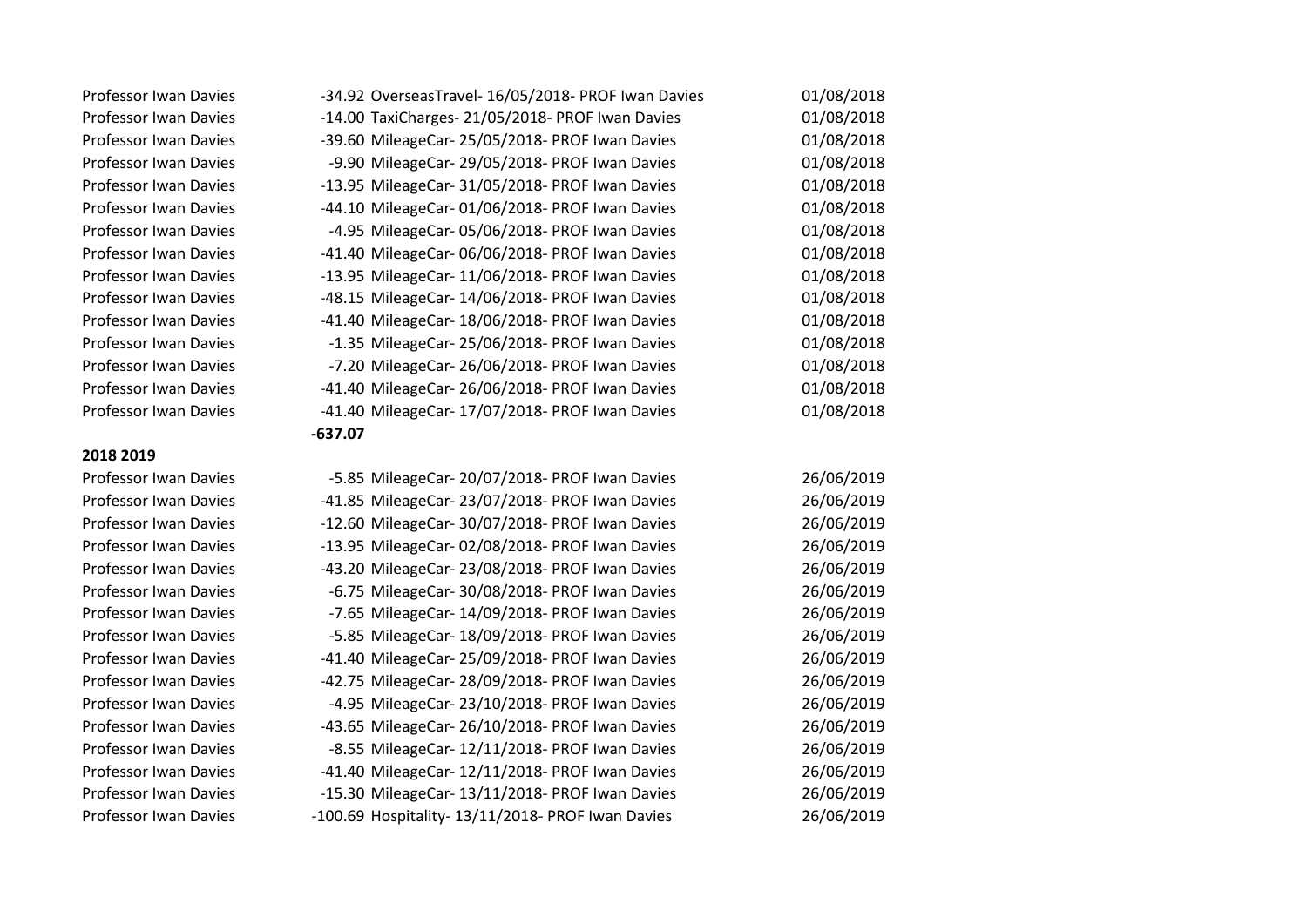| | | | |
|---|---|---|---|
| Professor Iwan Davies | -34.92 | OverseasTravel- 16/05/2018- PROF Iwan Davies | 01/08/2018 |
| Professor Iwan Davies | -14.00 | TaxiCharges- 21/05/2018- PROF Iwan Davies | 01/08/2018 |
| Professor Iwan Davies | -39.60 | MileageCar- 25/05/2018- PROF Iwan Davies | 01/08/2018 |
| Professor Iwan Davies | -9.90 | MileageCar- 29/05/2018- PROF Iwan Davies | 01/08/2018 |
| Professor Iwan Davies | -13.95 | MileageCar- 31/05/2018- PROF Iwan Davies | 01/08/2018 |
| Professor Iwan Davies | -44.10 | MileageCar- 01/06/2018- PROF Iwan Davies | 01/08/2018 |
| Professor Iwan Davies | -4.95 | MileageCar- 05/06/2018- PROF Iwan Davies | 01/08/2018 |
| Professor Iwan Davies | -41.40 | MileageCar- 06/06/2018- PROF Iwan Davies | 01/08/2018 |
| Professor Iwan Davies | -13.95 | MileageCar- 11/06/2018- PROF Iwan Davies | 01/08/2018 |
| Professor Iwan Davies | -48.15 | MileageCar- 14/06/2018- PROF Iwan Davies | 01/08/2018 |
| Professor Iwan Davies | -41.40 | MileageCar- 18/06/2018- PROF Iwan Davies | 01/08/2018 |
| Professor Iwan Davies | -1.35 | MileageCar- 25/06/2018- PROF Iwan Davies | 01/08/2018 |
| Professor Iwan Davies | -7.20 | MileageCar- 26/06/2018- PROF Iwan Davies | 01/08/2018 |
| Professor Iwan Davies | -41.40 | MileageCar- 26/06/2018- PROF Iwan Davies | 01/08/2018 |
| Professor Iwan Davies | -41.40 | MileageCar- 17/07/2018- PROF Iwan Davies | 01/08/2018 |
| | **-637.07** | | |
| **2018 2019** | | | |
| Professor Iwan Davies | -5.85 | MileageCar- 20/07/2018- PROF Iwan Davies | 26/06/2019 |
| Professor Iwan Davies | -41.85 | MileageCar- 23/07/2018- PROF Iwan Davies | 26/06/2019 |
| Professor Iwan Davies | -12.60 | MileageCar- 30/07/2018- PROF Iwan Davies | 26/06/2019 |
| Professor Iwan Davies | -13.95 | MileageCar- 02/08/2018- PROF Iwan Davies | 26/06/2019 |
| Professor Iwan Davies | -43.20 | MileageCar- 23/08/2018- PROF Iwan Davies | 26/06/2019 |
| Professor Iwan Davies | -6.75 | MileageCar- 30/08/2018- PROF Iwan Davies | 26/06/2019 |
| Professor Iwan Davies | -7.65 | MileageCar- 14/09/2018- PROF Iwan Davies | 26/06/2019 |
| Professor Iwan Davies | -5.85 | MileageCar- 18/09/2018- PROF Iwan Davies | 26/06/2019 |
| Professor Iwan Davies | -41.40 | MileageCar- 25/09/2018- PROF Iwan Davies | 26/06/2019 |
| Professor Iwan Davies | -42.75 | MileageCar- 28/09/2018- PROF Iwan Davies | 26/06/2019 |
| Professor Iwan Davies | -4.95 | MileageCar- 23/10/2018- PROF Iwan Davies | 26/06/2019 |
| Professor Iwan Davies | -43.65 | MileageCar- 26/10/2018- PROF Iwan Davies | 26/06/2019 |
| Professor Iwan Davies | -8.55 | MileageCar- 12/11/2018- PROF Iwan Davies | 26/06/2019 |
| Professor Iwan Davies | -41.40 | MileageCar- 12/11/2018- PROF Iwan Davies | 26/06/2019 |
| Professor Iwan Davies | -15.30 | MileageCar- 13/11/2018- PROF Iwan Davies | 26/06/2019 |
| Professor Iwan Davies | -100.69 | Hospitality- 13/11/2018- PROF Iwan Davies | 26/06/2019 |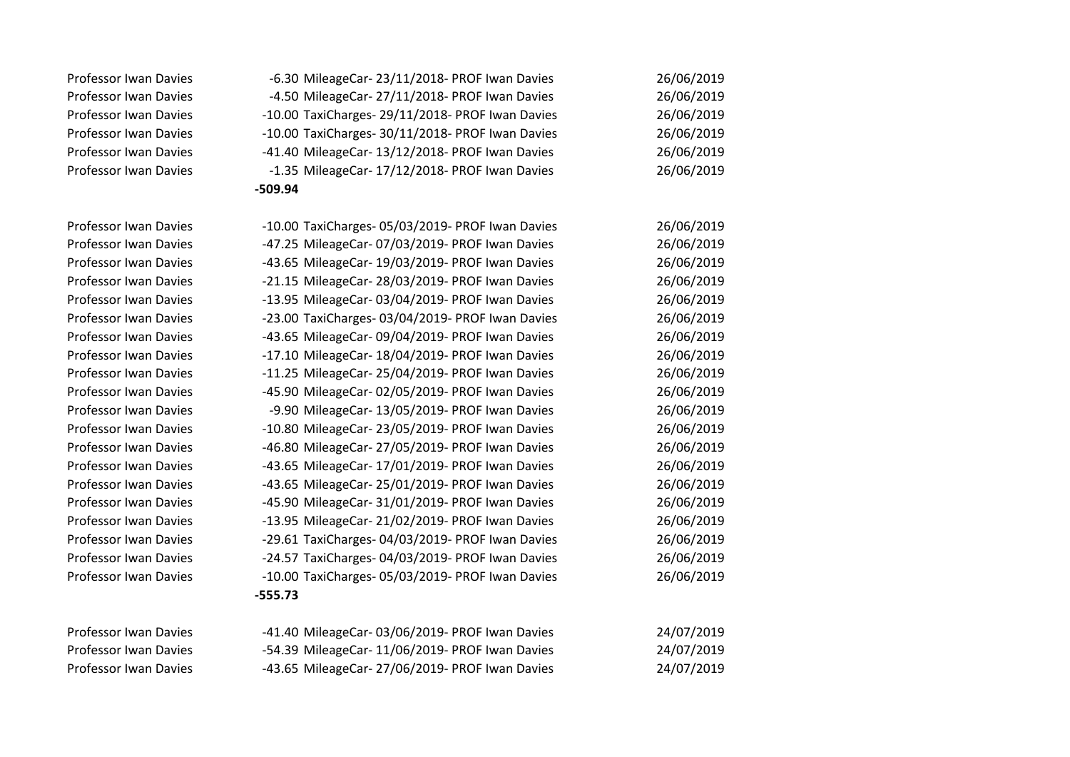| | | | |
|---|---|---|---|
| Professor Iwan Davies | -6.30 | MileageCar- 23/11/2018- PROF Iwan Davies | 26/06/2019 |
| Professor Iwan Davies | -4.50 | MileageCar- 27/11/2018- PROF Iwan Davies | 26/06/2019 |
| Professor Iwan Davies | -10.00 | TaxiCharges- 29/11/2018- PROF Iwan Davies | 26/06/2019 |
| Professor Iwan Davies | -10.00 | TaxiCharges- 30/11/2018- PROF Iwan Davies | 26/06/2019 |
| Professor Iwan Davies | -41.40 | MileageCar- 13/12/2018- PROF Iwan Davies | 26/06/2019 |
| Professor Iwan Davies | -1.35 | MileageCar- 17/12/2018- PROF Iwan Davies | 26/06/2019 |
| | **-509.94** | | |
| | | | |
| Professor Iwan Davies | -10.00 | TaxiCharges- 05/03/2019- PROF Iwan Davies | 26/06/2019 |
| Professor Iwan Davies | -47.25 | MileageCar- 07/03/2019- PROF Iwan Davies | 26/06/2019 |
| Professor Iwan Davies | -43.65 | MileageCar- 19/03/2019- PROF Iwan Davies | 26/06/2019 |
| Professor Iwan Davies | -21.15 | MileageCar- 28/03/2019- PROF Iwan Davies | 26/06/2019 |
| Professor Iwan Davies | -13.95 | MileageCar- 03/04/2019- PROF Iwan Davies | 26/06/2019 |
| Professor Iwan Davies | -23.00 | TaxiCharges- 03/04/2019- PROF Iwan Davies | 26/06/2019 |
| Professor Iwan Davies | -43.65 | MileageCar- 09/04/2019- PROF Iwan Davies | 26/06/2019 |
| Professor Iwan Davies | -17.10 | MileageCar- 18/04/2019- PROF Iwan Davies | 26/06/2019 |
| Professor Iwan Davies | -11.25 | MileageCar- 25/04/2019- PROF Iwan Davies | 26/06/2019 |
| Professor Iwan Davies | -45.90 | MileageCar- 02/05/2019- PROF Iwan Davies | 26/06/2019 |
| Professor Iwan Davies | -9.90 | MileageCar- 13/05/2019- PROF Iwan Davies | 26/06/2019 |
| Professor Iwan Davies | -10.80 | MileageCar- 23/05/2019- PROF Iwan Davies | 26/06/2019 |
| Professor Iwan Davies | -46.80 | MileageCar- 27/05/2019- PROF Iwan Davies | 26/06/2019 |
| Professor Iwan Davies | -43.65 | MileageCar- 17/01/2019- PROF Iwan Davies | 26/06/2019 |
| Professor Iwan Davies | -43.65 | MileageCar- 25/01/2019- PROF Iwan Davies | 26/06/2019 |
| Professor Iwan Davies | -45.90 | MileageCar- 31/01/2019- PROF Iwan Davies | 26/06/2019 |
| Professor Iwan Davies | -13.95 | MileageCar- 21/02/2019- PROF Iwan Davies | 26/06/2019 |
| Professor Iwan Davies | -29.61 | TaxiCharges- 04/03/2019- PROF Iwan Davies | 26/06/2019 |
| Professor Iwan Davies | -24.57 | TaxiCharges- 04/03/2019- PROF Iwan Davies | 26/06/2019 |
| Professor Iwan Davies | -10.00 | TaxiCharges- 05/03/2019- PROF Iwan Davies | 26/06/2019 |
| | **-555.73** | | |
| | | | |
| Professor Iwan Davies | -41.40 | MileageCar- 03/06/2019- PROF Iwan Davies | 24/07/2019 |
| Professor Iwan Davies | -54.39 | MileageCar- 11/06/2019- PROF Iwan Davies | 24/07/2019 |
| Professor Iwan Davies | -43.65 | MileageCar- 27/06/2019- PROF Iwan Davies | 24/07/2019 |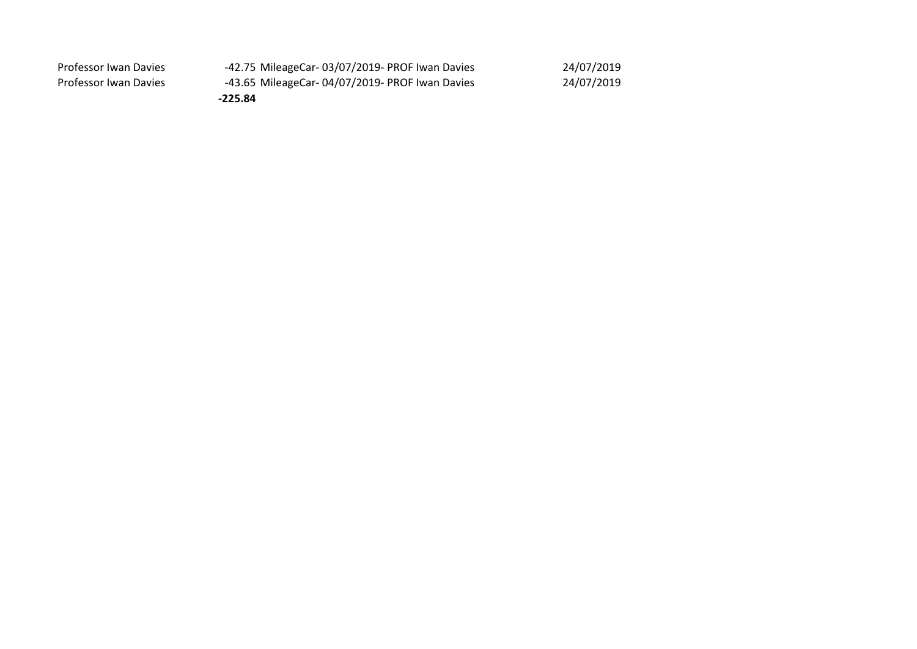| | | | |
|---|---|---|---|
| Professor Iwan Davies | -42.75 | MileageCar- 03/07/2019- PROF Iwan Davies | 24/07/2019 |
| Professor Iwan Davies | -43.65 | MileageCar- 04/07/2019- PROF Iwan Davies | 24/07/2019 |
| | **-225.84** | | |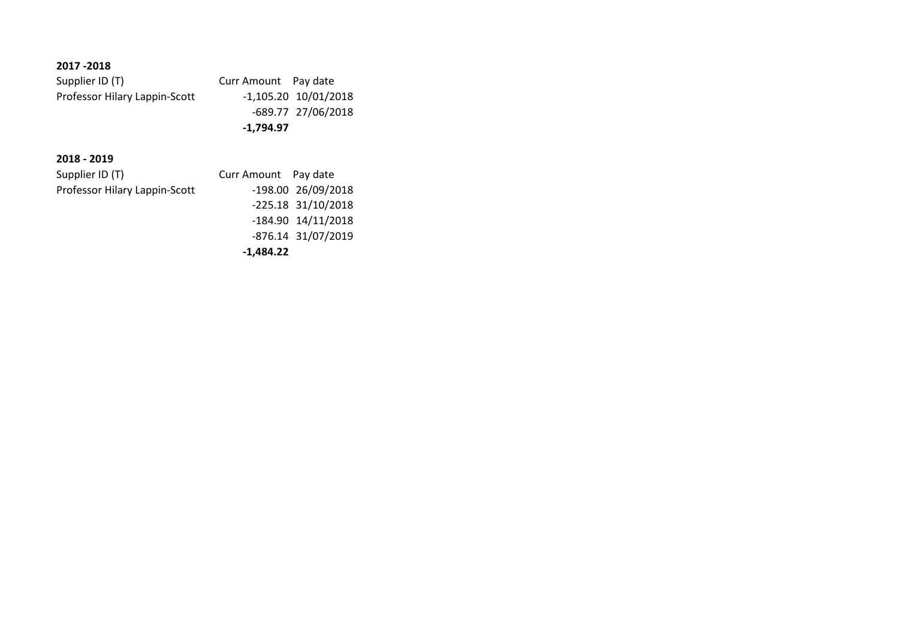**2017 -2018**

| Supplier ID (T) | Curr Amount | Pay date |
| --- | --- | --- |
| Professor Hilary Lappin-Scott | -1,105.20 | 10/01/2018 |
| | -689.77 | 27/06/2018 |
| | **-1,794.97** | |

**2018 - 2019**

| Supplier ID (T) | Curr Amount | Pay date |
| --- | --- | --- |
| Professor Hilary Lappin-Scott | -198.00 | 26/09/2018 |
| | -225.18 | 31/10/2018 |
| | -184.90 | 14/11/2018 |
| | -876.14 | 31/07/2019 |
| | **-1,484.22** | |